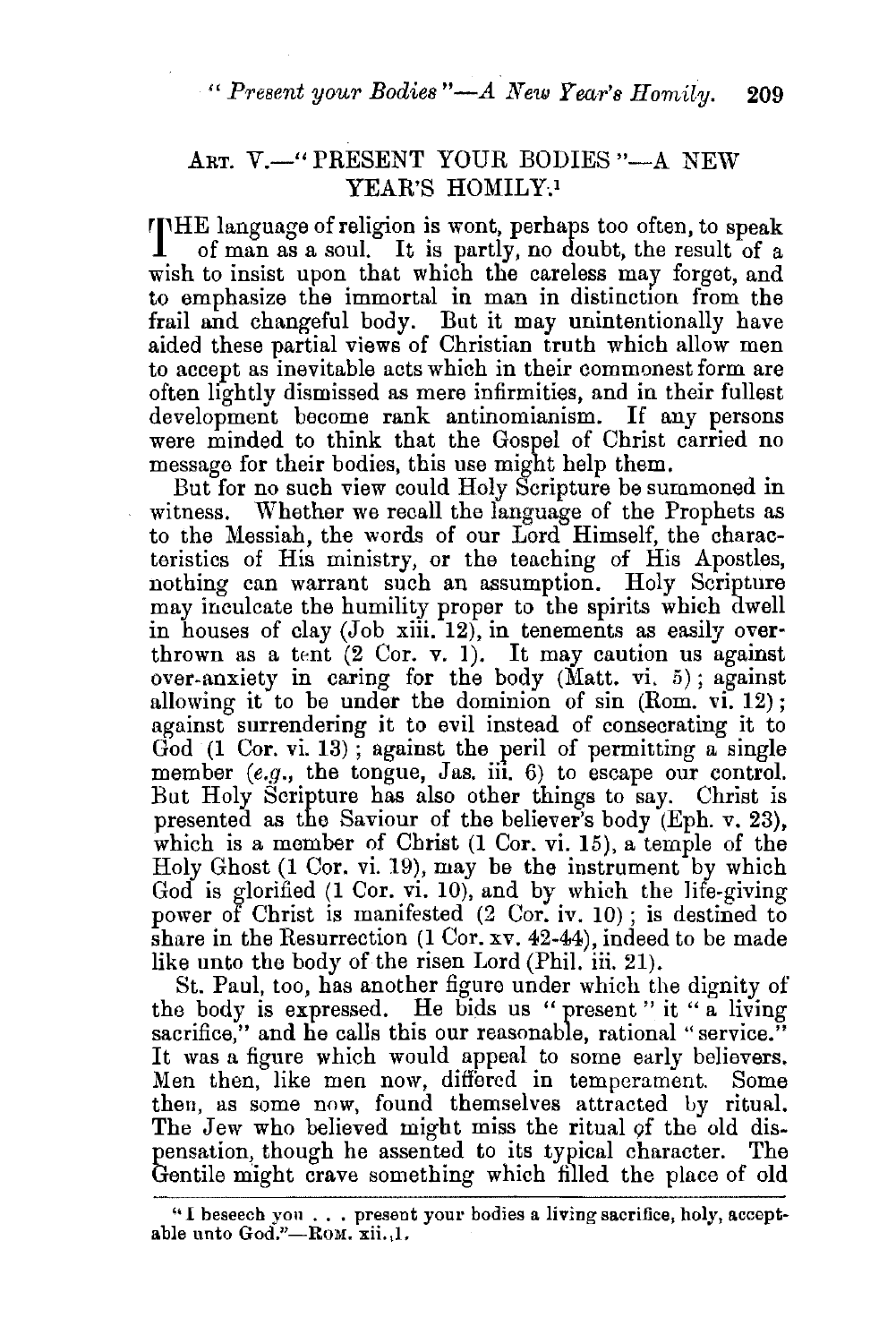## ART. V.—"PRESENT YOUR BODIES"—A NEW YEAR'S HOMILY.[1]

THE language of religion is wont, perhaps too often, to speak of man as a soul. It is partly, no doubt, the result of a wish to insist upon that which the careless may forget, and to emphasize the immortal in man in distinction from the frail and changeful body. But it may unintentionally have aided these partial views of Christian truth which allow men to accept as inevitable acts which in their commonest form are often lightly dismissed as mere infirmities, and in their fullest development become rank antinomianism. If any persons were minded to think that the Gospel of Christ carried no message for their bodies, this use might help them.

But for no such view could Holy Scripture be summoned in witness. Whether we recall the language of the Prophets as to the Messiah, the words of our Lord Himself, the characteristics of His ministry, or the teaching of His Apostles, nothing can warrant such an assumption. Holy Scripture may inculcate the humility proper to the spirits which dwell in houses of clay (Job xiii. 12), in tenements as easily overthrown as a tent (2 Cor. v. 1). It may caution us against over-anxiety in caring for the body (Matt. vi. 5); against allowing it to be under the dominion of sin (Rom. vi. 12); against surrendering it to evil instead of consecrating it to God (1 Cor. vi. 13); against the peril of permitting a single member (*e.g.*, the tongue, Jas. iii. 6) to escape our control. But Holy Scripture has also other things to say. Christ is presented as the Saviour of the believer's body (Eph. v. 23), which is a member of Christ (1 Cor. vi. 15), a temple of the Holy Ghost (1 Cor. vi. 19), may be the instrument by which God is glorified (1 Cor. vi. 10), and by which the life-giving power of Christ is manifested (2 Cor. iv. 10); is destined to share in the Resurrection (1 Cor. xv. 42-44), indeed to be made like unto the body of the risen Lord (Phil. iii. 21).

St. Paul, too, has another figure under which the dignity of the body is expressed. He bids us "present" it "a living sacrifice," and he calls this our reasonable, rational "service." It was a figure which would appeal to some early believers. Men then, like men now, differed in temperament. Some then, as some now, found themselves attracted by ritual. The Jew who believed might miss the ritual of the old dispensation, though he assented to its typical character. The Gentile might crave something which filled the place of old

---

[1] "I beseech you . . . present your bodies a living sacrifice, holy, acceptable unto God."—ROM. xii. 1.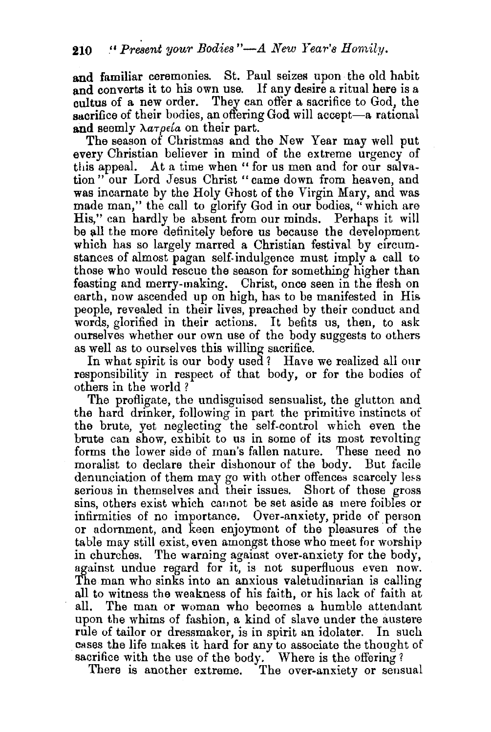and familiar ceremonies. St. Paul seizes upon the old habit and converts it to his own use. If any desire a ritual here is a cultus of a new order. They can offer a sacrifice to God, the sacrifice of their bodies, an offering God will accept—a rational and seemly λατρεία on their part.

The season of Christmas and the New Year may well put every Christian believer in mind of the extreme urgency of this appeal. At a time when "for us men and for our salvation" our Lord Jesus Christ "came down from heaven, and was incarnate by the Holy Ghost of the Virgin Mary, and was made man," the call to glorify God in our bodies, "which are His," can hardly be absent from our minds. Perhaps it will be all the more definitely before us because the development which has so largely marred a Christian festival by circumstances of almost pagan self-indulgence must imply a call to those who would rescue the season for something higher than feasting and merry-making. Christ, once seen in the flesh on earth, now ascended up on high, has to be manifested in His people, revealed in their lives, preached by their conduct and words, glorified in their actions. It befits us, then, to ask ourselves whether our own use of the body suggests to others as well as to ourselves this willing sacrifice.

In what spirit is our body used? Have we realized all our responsibility in respect of that body, or for the bodies of others in the world?

The profligate, the undisguised sensualist, the glutton and the hard drinker, following in part the primitive instincts of the brute, yet neglecting the self-control which even the brute can show, exhibit to us in some of its most revolting forms the lower side of man's fallen nature. These need no moralist to declare their dishonour of the body. But facile denunciation of them may go with other offences scarcely less serious in themselves and their issues. Short of these gross sins, others exist which cannot be set aside as mere foibles or infirmities of no importance. Over-anxiety, pride of person or adornment, and keen enjoyment of the pleasures of the table may still exist, even amongst those who meet for worship in churches. The warning against over-anxiety for the body, against undue regard for it, is not superfluous even now. The man who sinks into an anxious valetudinarian is calling all to witness the weakness of his faith, or his lack of faith at all. The man or woman who becomes a humble attendant upon the whims of fashion, a kind of slave under the austere rule of tailor or dressmaker, is in spirit an idolater. In such cases the life makes it hard for any to associate the thought of sacrifice with the use of the body. Where is the offering?

There is another extreme. The over-anxiety or sensual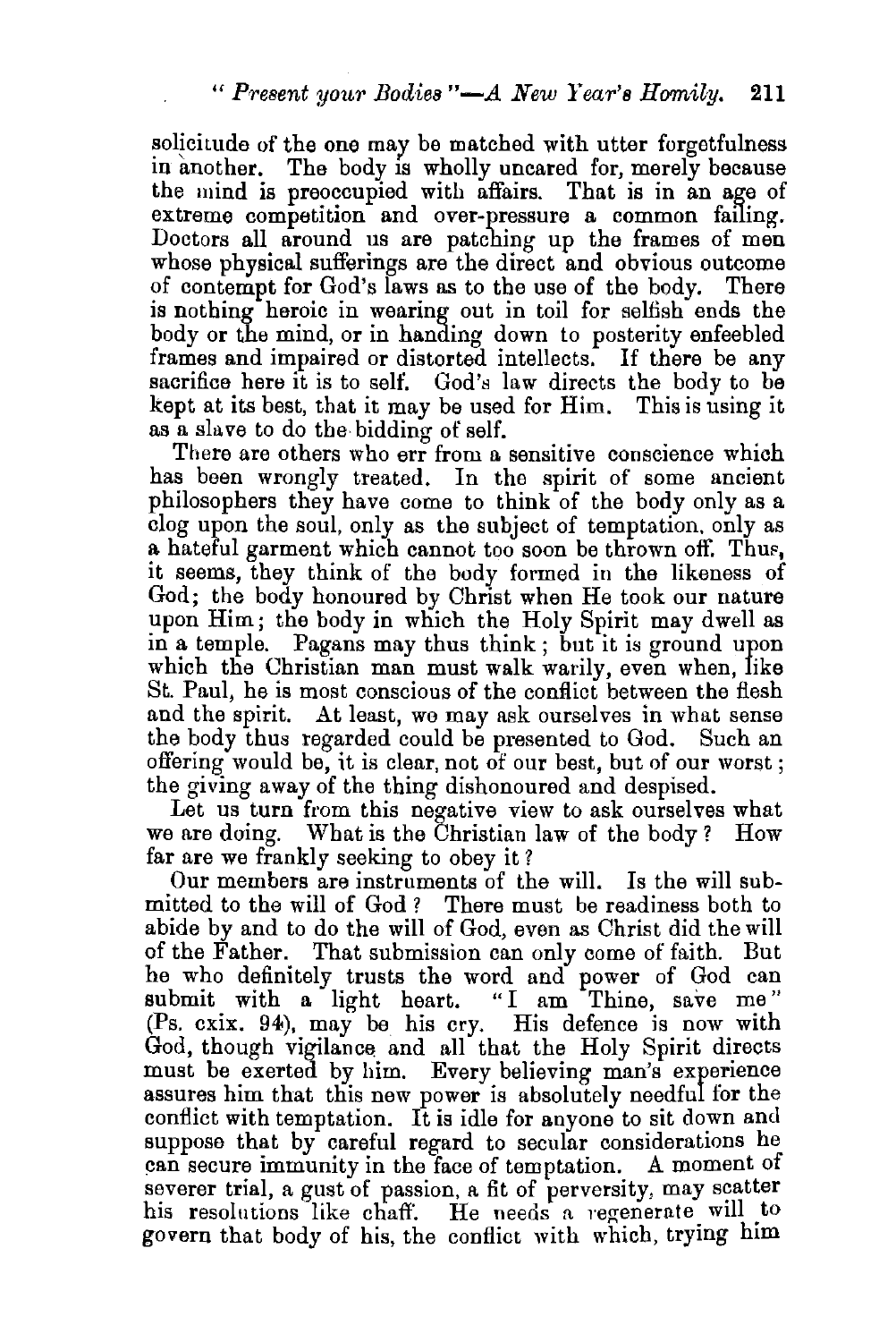solicitude of the one may be matched with utter forgetfulness in another. The body is wholly uncared for, merely because the mind is preoccupied with affairs. That is in an age of extreme competition and over-pressure a common failing. Doctors all around us are patching up the frames of men whose physical sufferings are the direct and obvious outcome of contempt for God's laws as to the use of the body. There is nothing heroic in wearing out in toil for selfish ends the body or the mind, or in handing down to posterity enfeebled frames and impaired or distorted intellects. If there be any sacrifice here it is to self. God's law directs the body to be kept at its best, that it may be used for Him. This is using it as a slave to do the bidding of self.

There are others who err from a sensitive conscience which has been wrongly treated. In the spirit of some ancient philosophers they have come to think of the body only as a clog upon the soul, only as the subject of temptation, only as a hateful garment which cannot too soon be thrown off. Thus, it seems, they think of the body formed in the likeness of God; the body honoured by Christ when He took our nature upon Him; the body in which the Holy Spirit may dwell as in a temple. Pagans may thus think; but it is ground upon which the Christian man must walk warily, even when, like St. Paul, he is most conscious of the conflict between the flesh and the spirit. At least, we may ask ourselves in what sense the body thus regarded could be presented to God. Such an offering would be, it is clear, not of our best, but of our worst; the giving away of the thing dishonoured and despised.

Let us turn from this negative view to ask ourselves what we are doing. What is the Christian law of the body? How far are we frankly seeking to obey it?

Our members are instruments of the will. Is the will submitted to the will of God? There must be readiness both to abide by and to do the will of God, even as Christ did the will of the Father. That submission can only come of faith. But he who definitely trusts the word and power of God can submit with a light heart. "I am Thine, save me" (Ps. cxix. 94), may be his cry. His defence is now with God, though vigilance and all that the Holy Spirit directs must be exerted by him. Every believing man's experience assures him that this new power is absolutely needful for the conflict with temptation. It is idle for anyone to sit down and suppose that by careful regard to secular considerations he can secure immunity in the face of temptation. A moment of severer trial, a gust of passion, a fit of perversity, may scatter his resolutions like chaff. He needs a regenerate will to govern that body of his, the conflict with which, trying him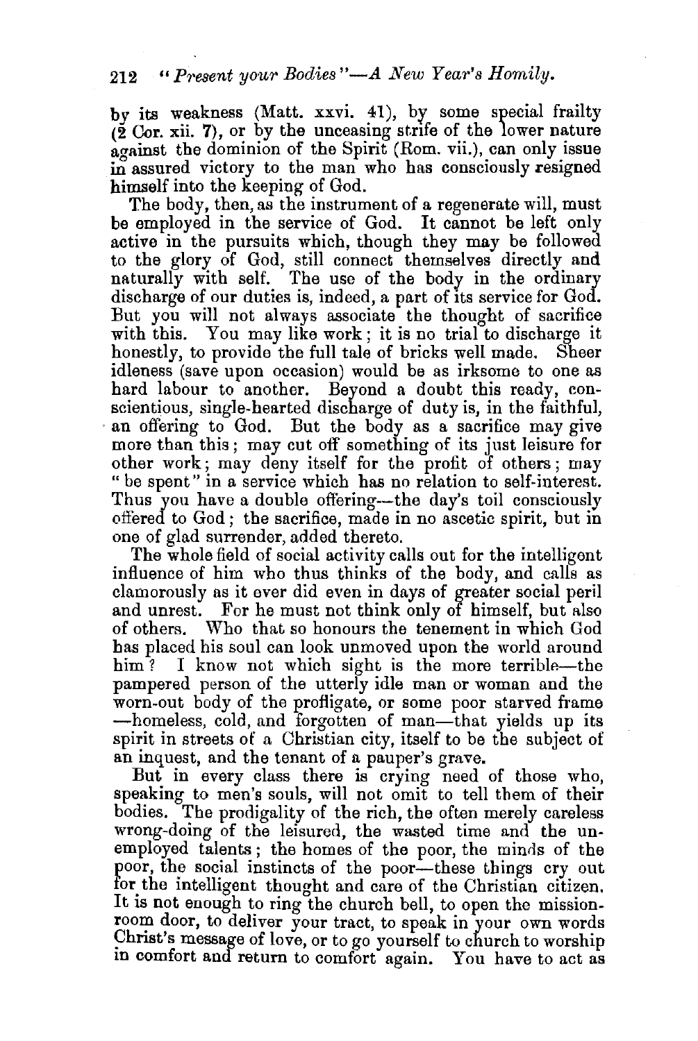by its weakness (Matt. xxvi. 41), by some special frailty (2 Cor. xii. 7), or by the unceasing strife of the lower nature against the dominion of the Spirit (Rom. vii.), can only issue in assured victory to the man who has consciously resigned himself into the keeping of God.

The body, then, as the instrument of a regenerate will, must be employed in the service of God. It cannot be left only active in the pursuits which, though they may be followed to the glory of God, still connect themselves directly and naturally with self. The use of the body in the ordinary discharge of our duties is, indeed, a part of its service for God. But you will not always associate the thought of sacrifice with this. You may like work; it is no trial to discharge it honestly, to provide the full tale of bricks well made. Sheer idleness (save upon occasion) would be as irksome to one as hard labour to another. Beyond a doubt this ready, conscientious, single-hearted discharge of duty is, in the faithful, an offering to God. But the body as a sacrifice may give more than this; may cut off something of its just leisure for other work; may deny itself for the profit of others; may "be spent" in a service which has no relation to self-interest. Thus you have a double offering—the day's toil consciously offered to God; the sacrifice, made in no ascetic spirit, but in one of glad surrender, added thereto.

The whole field of social activity calls out for the intelligent influence of him who thus thinks of the body, and calls as clamorously as it ever did even in days of greater social peril and unrest. For he must not think only of himself, but also of others. Who that so honours the tenement in which God has placed his soul can look unmoved upon the world around him? I know not which sight is the more terrible—the pampered person of the utterly idle man or woman and the worn-out body of the profligate, or some poor starved frame—homeless, cold, and forgotten of man—that yields up its spirit in streets of a Christian city, itself to be the subject of an inquest, and the tenant of a pauper's grave.

But in every class there is crying need of those who, speaking to men's souls, will not omit to tell them of their bodies. The prodigality of the rich, the often merely careless wrong-doing of the leisured, the wasted time and the unemployed talents; the homes of the poor, the minds of the poor, the social instincts of the poor—these things cry out for the intelligent thought and care of the Christian citizen. It is not enough to ring the church bell, to open the mission-room door, to deliver your tract, to speak in your own words Christ's message of love, or to go yourself to church to worship in comfort and return to comfort again. You have to act as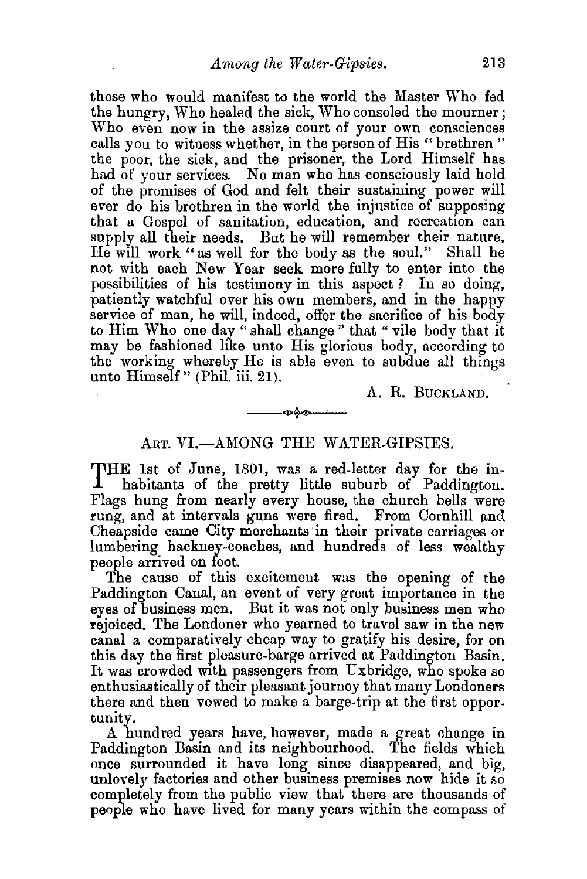those who would manifest to the world the Master Who fed the hungry, Who healed the sick, Who consoled the mourner; Who even now in the assize court of your own consciences calls you to witness whether, in the person of His "brethren" the poor, the sick, and the prisoner, the Lord Himself has had of your services. No man who has consciously laid hold of the promises of God and felt their sustaining power will ever do his brethren in the world the injustice of supposing that a Gospel of sanitation, education, and recreation can supply all their needs. But he will remember their nature. He will work "as well for the body as the soul." Shall he not with each New Year seek more fully to enter into the possibilities of his testimony in this aspect? In so doing, patiently watchful over his own members, and in the happy service of man, he will, indeed, offer the sacrifice of his body to Him Who one day "shall change" that "vile body that it may be fashioned like unto His glorious body, according to the working whereby He is able even to subdue all things unto Himself" (Phil. iii. 21).

A. R. BUCKLAND.

---

## ART. VI.—AMONG THE WATER-GIPSIES.

THE 1st of June, 1801, was a red-letter day for the inhabitants of the pretty little suburb of Paddington. Flags hung from nearly every house, the church bells were rung, and at intervals guns were fired. From Cornhill and Cheapside came City merchants in their private carriages or lumbering hackney-coaches, and hundreds of less wealthy people arrived on foot.

The cause of this excitement was the opening of the Paddington Canal, an event of very great importance in the eyes of business men. But it was not only business men who rejoiced. The Londoner who yearned to travel saw in the new canal a comparatively cheap way to gratify his desire, for on this day the first pleasure-barge arrived at Paddington Basin. It was crowded with passengers from Uxbridge, who spoke so enthusiastically of their pleasant journey that many Londoners there and then vowed to make a barge-trip at the first opportunity.

A hundred years have, however, made a great change in Paddington Basin and its neighbourhood. The fields which once surrounded it have long since disappeared, and big, unlovely factories and other business premises now hide it so completely from the public view that there are thousands of people who have lived for many years within the compass of